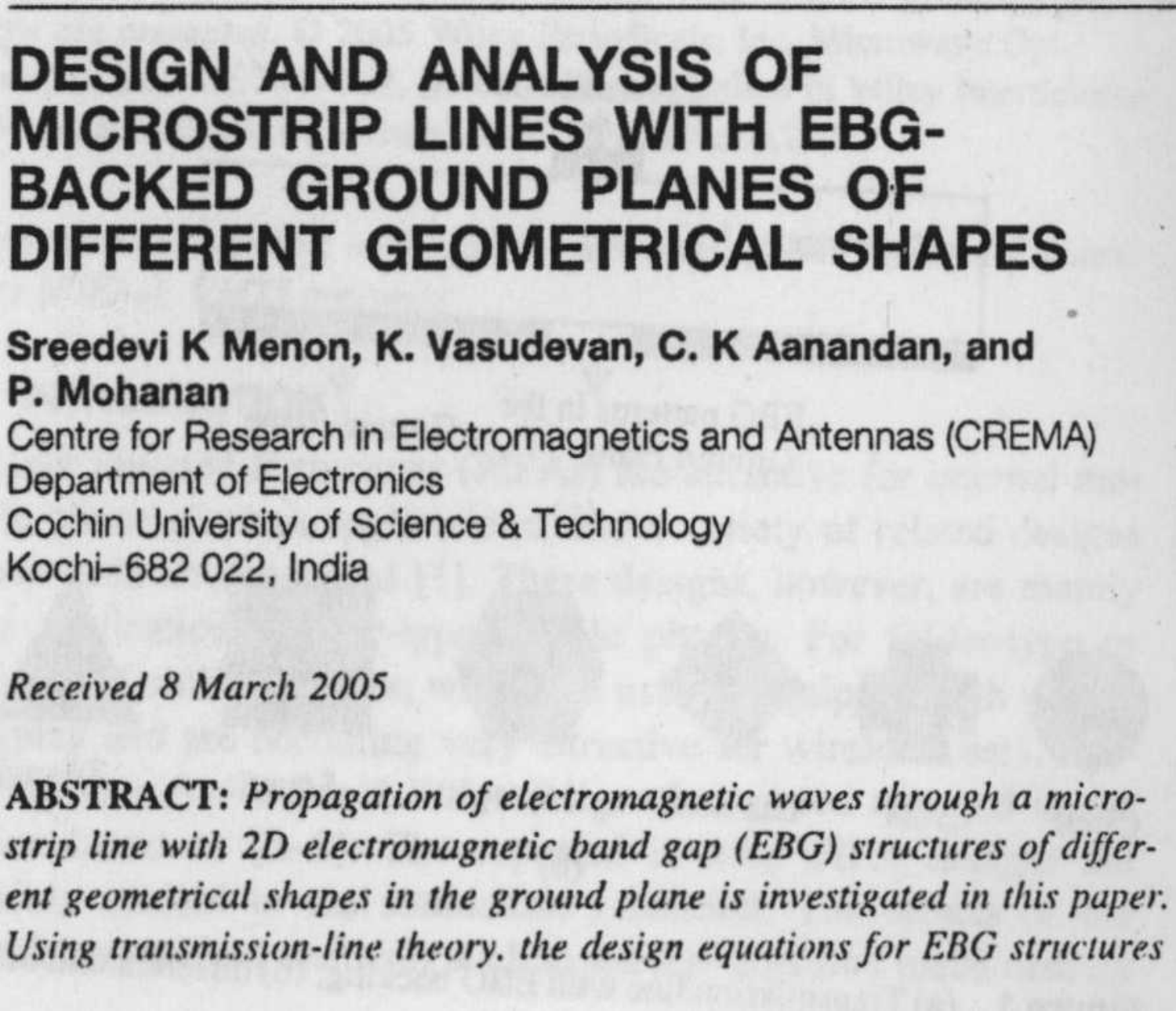# DESIGN AND ANALYSIS OF MICROSTRIP LINES WITH EBG-BACKED GROUND PLANES OF DIFFERENT GEOMETRICAL SHAPES

**Sreedevi K Menon, K. Vasudevan, C. K Aanandan, and P. Mohanan**
Centre for Research in Electromagnetics and Antennas (CREMA)
Department of Electronics
Cochin University of Science & Technology
Kochi–682 022, India

*Received 8 March 2005*

**ABSTRACT:** *Propagation of electromagnetic waves through a microstrip line with 2D electromagnetic band gap (EBG) structures of different geometrical shapes in the ground plane is investigated in this paper. Using transmission-line theory. the design equations for EBG structures*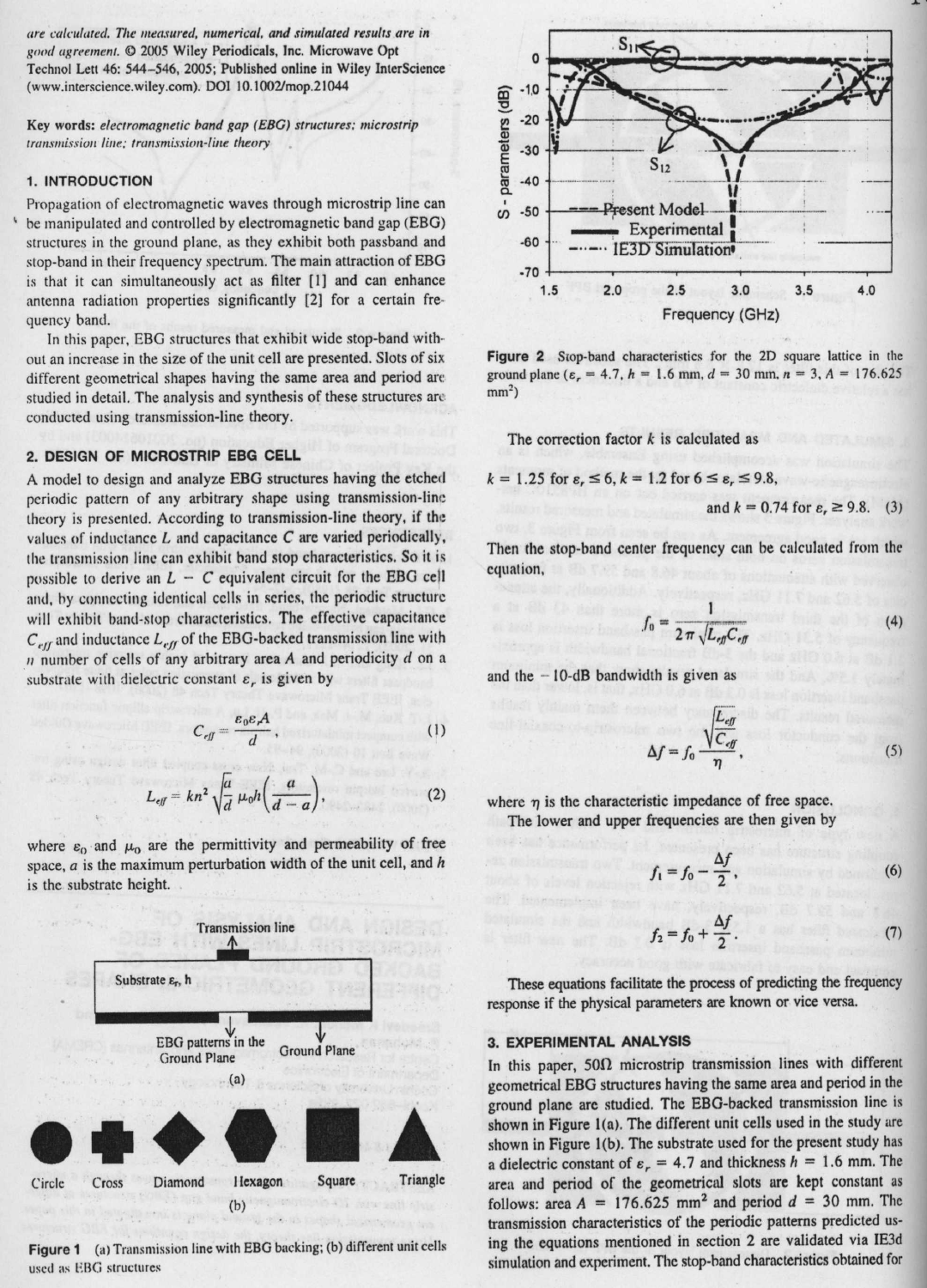are calculated. The measured, numerical, and simulated results are in good agreement. © 2005 Wiley Periodicals, Inc. Microwave Opt Technol Lett 46: 544–546, 2005; Published online in Wiley InterScience (www.interscience.wiley.com). DOI 10.1002/mop.21044

**Key words:** *electromagnetic band gap (EBG) structures; microstrip transmission line; transmission-line theory*

## 1. INTRODUCTION

Propagation of electromagnetic waves through microstrip line can be manipulated and controlled by electromagnetic band gap (EBG) structures in the ground plane, as they exhibit both passband and stop-band in their frequency spectrum. The main attraction of EBG is that it can simultaneously act as filter [1] and can enhance antenna radiation properties significantly [2] for a certain frequency band.

In this paper, EBG structures that exhibit wide stop-band without an increase in the size of the unit cell are presented. Slots of six different geometrical shapes having the same area and period are studied in detail. The analysis and synthesis of these structures are conducted using transmission-line theory.

## 2. DESIGN OF MICROSTRIP EBG CELL

A model to design and analyze EBG structures having the etched periodic pattern of any arbitrary shape using transmission-line theory is presented. According to transmission-line theory, if the values of inductance $L$ and capacitance $C$ are varied periodically, the transmission line can exhibit band stop characteristics. So it is possible to derive an $L-C$ equivalent circuit for the EBG cell and, by connecting identical cells in series, the periodic structure will exhibit band-stop characteristics. The effective capacitance $C_{eff}$ and inductance $L_{eff}$ of the EBG-backed transmission line with $n$ number of cells of any arbitrary area $A$ and periodicity $d$ on a substrate with dielectric constant $\varepsilon_r$ is given by

$$C_{eff} = \frac{\varepsilon_0 \varepsilon_r A}{d} \tag{1}$$

$$L_{eff} = kn^2 \sqrt{\frac{a}{d}}\, \mu_0 h \left(\frac{a}{d-a}\right), \tag{2}$$

where $\varepsilon_0$ and $\mu_0$ are the permittivity and permeability of free space, $a$ is the maximum perturbation width of the unit cell, and $h$ is the substrate height.

Transmission line

Substrate $\varepsilon_r$, h

EBG patterns in the Ground Plane

Ground Plane

(a)

Circle  Cross  Diamond  Hexagon  Square  Triangle

(b)

**Figure 1** (a) Transmission line with EBG backing; (b) different unit cells used as EBG structures

**Figure 2** Stop-band characteristics for the 2D square lattice in the ground plane ($\varepsilon_r$ = 4.7, $h$ = 1.6 mm, $d$ = 30 mm, $n$ = 3, $A$ = 176.625 mm²)

The correction factor $k$ is calculated as

$$k = 1.25 \text{ for } \varepsilon_r \leq 6,\ k = 1.2 \text{ for } 6 \leq \varepsilon_r \leq 9.8,$$
$$\text{and } k = 0.74 \text{ for } \varepsilon_r \geq 9.8. \tag{3}$$

Then the stop-band center frequency can be calculated from the equation,

$$f_0 = \frac{1}{2\pi\sqrt{L_{eff}C_{eff}}} \tag{4}$$

and the −10-dB bandwidth is given as

$$\Delta f = f_0 \frac{\sqrt{\dfrac{L_{eff}}{C_{eff}}}}{\eta}, \tag{5}$$

where $\eta$ is the characteristic impedance of free space.

The lower and upper frequencies are then given by

$$f_1 = f_0 - \frac{\Delta f}{2} \tag{6}$$

$$f_2 = f_0 + \frac{\Delta f}{2} \tag{7}$$

These equations facilitate the process of predicting the frequency response if the physical parameters are known or vice versa.

## 3. EXPERIMENTAL ANALYSIS

In this paper, 50Ω microstrip transmission lines with different geometrical EBG structures having the same area and period in the ground plane are studied. The EBG-backed transmission line is shown in Figure 1(a). The different unit cells used in the study are shown in Figure 1(b). The substrate used for the present study has a dielectric constant of $\varepsilon_r$ = 4.7 and thickness $h$ = 1.6 mm. The area and period of the geometrical slots are kept constant as follows: area $A$ = 176.625 mm² and period $d$ = 30 mm. The transmission characteristics of the periodic patterns predicted using the equations mentioned in section 2 are validated via IE3d simulation and experiment. The stop-band characteristics obtained for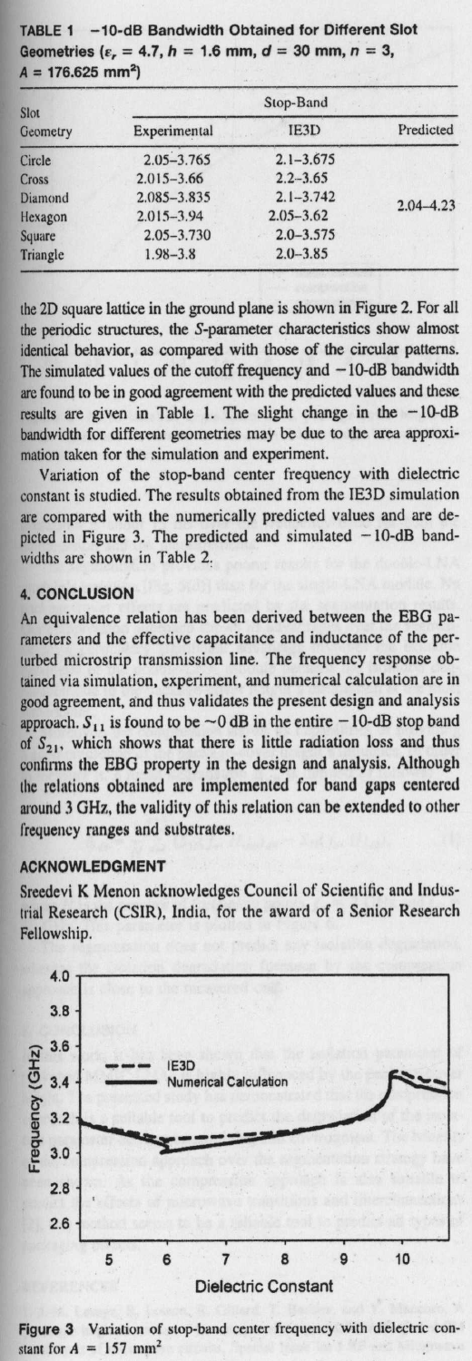TABLE 1 −10-dB Bandwidth Obtained for Different Slot Geometries ($\varepsilon_r$ = 4.7, $h$ = 1.6 mm, $d$ = 30 mm, $n$ = 3, $A$ = 176.625 mm$^2$)

| Slot Geometry | Stop-Band | | |
|---|---|---|---|
| | Experimental | IE3D | Predicted |
| Circle | 2.05–3.765 | 2.1–3.675 | 2.04–4.23 |
| Cross | 2.015–3.66 | 2.2–3.65 | |
| Diamond | 2.085–3.835 | 2.1–3.742 | |
| Hexagon | 2.015–3.94 | 2.05–3.62 | |
| Square | 2.05–3.730 | 2.0–3.575 | |
| Triangle | 1.98–3.8 | 2.0–3.85 | |

the 2D square lattice in the ground plane is shown in Figure 2. For all the periodic structures, the S-parameter characteristics show almost identical behavior, as compared with those of the circular patterns. The simulated values of the cutoff frequency and −10-dB bandwidth are found to be in good agreement with the predicted values and these results are given in Table 1. The slight change in the −10-dB bandwidth for different geometries may be due to the area approximation taken for the simulation and experiment.

Variation of the stop-band center frequency with dielectric constant is studied. The results obtained from the IE3D simulation are compared with the numerically predicted values and are depicted in Figure 3. The predicted and simulated −10-dB bandwidths are shown in Table 2.

## 4. CONCLUSION

An equivalence relation has been derived between the EBG parameters and the effective capacitance and inductance of the perturbed microstrip transmission line. The frequency response obtained via simulation, experiment, and numerical calculation are in good agreement, and thus validates the present design and analysis approach. $S_{11}$ is found to be ~0 dB in the entire −10-dB stop band of $S_{21}$, which shows that there is little radiation loss and thus confirms the EBG property in the design and analysis. Although the relations obtained are implemented for band gaps centered around 3 GHz, the validity of this relation can be extended to other frequency ranges and substrates.

## ACKNOWLEDGMENT

Sreedevi K Menon acknowledges Council of Scientific and Industrial Research (CSIR), India, for the award of a Senior Research Fellowship.

**Figure 3** Variation of stop-band center frequency with dielectric constant for $A$ = 157 mm$^2$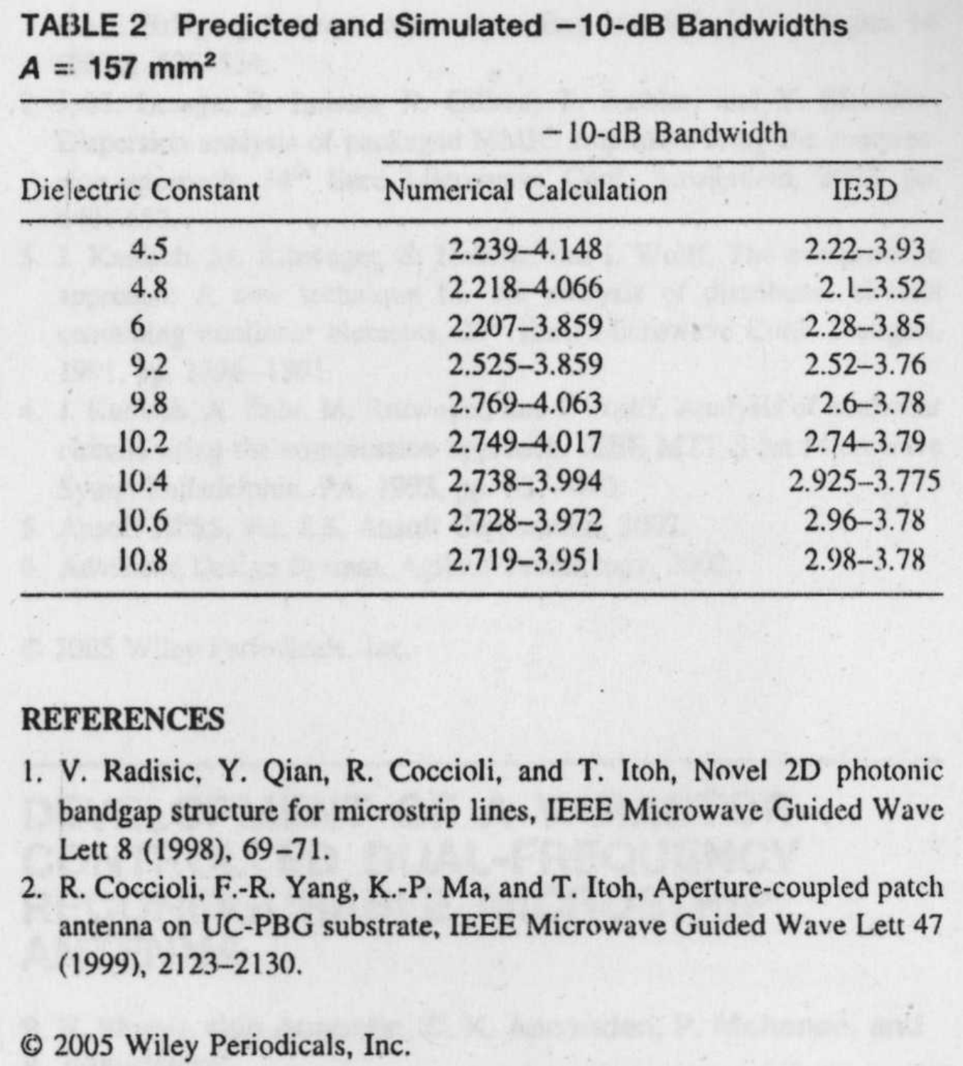**TABLE 2 Predicted and Simulated −10-dB Bandwidths $A$ = 157 mm$^2$**

| Dielectric Constant | −10-dB Bandwidth | |
|---|---|---|
| | Numerical Calculation | IE3D |
| 4.5 | 2.239–4.148 | 2.22–3.93 |
| 4.8 | 2.218–4.066 | 2.1–3.52 |
| 6 | 2.207–3.859 | 2.28–3.85 |
| 9.2 | 2.525–3.859 | 2.52–3.76 |
| 9.8 | 2.769–4.063 | 2.6–3.78 |
| 10.2 | 2.749–4.017 | 2.74–3.79 |
| 10.4 | 2.738–3.994 | 2.925–3.775 |
| 10.6 | 2.728–3.972 | 2.96–3.78 |
| 10.8 | 2.719–3.951 | 2.98–3.78 |

## REFERENCES

1. V. Radisic, Y. Qian, R. Coccioli, and T. Itoh, Novel 2D photonic bandgap structure for microstrip lines, IEEE Microwave Guided Wave Lett 8 (1998), 69–71.
2. R. Coccioli, F.-R. Yang, K.-P. Ma, and T. Itoh, Aperture-coupled patch antenna on UC-PBG substrate, IEEE Microwave Guided Wave Lett 47 (1999), 2123–2130.

© 2005 Wiley Periodicals, Inc.